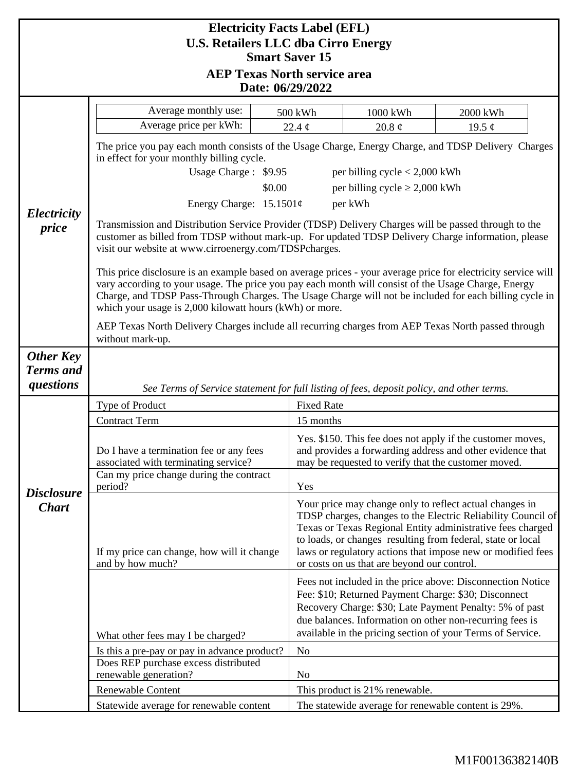# Electricity Facts Label (EFL)
## U.S. Retailers LLC dba Cirro Energy
## Smart Saver 15
## AEP Texas North service area
## Date: 06/29/2022

### *Electricity price*

| Average monthly use: | 500 kWh | 1000 kWh | 2000 kWh |
|---|---|---|---|
| Average price per kWh: | 22.4 ¢ | 20.8 ¢ | 19.5 ¢ |

The price you pay each month consists of the Usage Charge, Energy Charge, and TDSP Delivery Charges in effect for your monthly billing cycle.

| | | |
|---|---|---|
| Usage Charge : | $9.95 | per billing cycle < 2,000 kWh |
| | $0.00 | per billing cycle ≥ 2,000 kWh |
| Energy Charge: | 15.1501¢ | per kWh |

Transmission and Distribution Service Provider (TDSP) Delivery Charges will be passed through to the customer as billed from TDSP without mark-up. For updated TDSP Delivery Charge information, please visit our website at www.cirroenergy.com/TDSPcharges.

This price disclosure is an example based on average prices - your average price for electricity service will vary according to your usage. The price you pay each month will consist of the Usage Charge, Energy Charge, and TDSP Pass-Through Charges. The Usage Charge will not be included for each billing cycle in which your usage is 2,000 kilowatt hours (kWh) or more.

AEP Texas North Delivery Charges include all recurring charges from AEP Texas North passed through without mark-up.

### *Other Key Terms and questions*

*See Terms of Service statement for full listing of fees, deposit policy, and other terms.*

### *Disclosure Chart*

| | |
|---|---|
| Type of Product | Fixed Rate |
| Contract Term | 15 months |
| Do I have a termination fee or any fees associated with terminating service? | Yes. $150. This fee does not apply if the customer moves, and provides a forwarding address and other evidence that may be requested to verify that the customer moved. |
| Can my price change during the contract period? | Yes |
| If my price can change, how will it change and by how much? | Your price may change only to reflect actual changes in TDSP charges, changes to the Electric Reliability Council of Texas or Texas Regional Entity administrative fees charged to loads, or changes resulting from federal, state or local laws or regulatory actions that impose new or modified fees or costs on us that are beyond our control. |
| What other fees may I be charged? | Fees not included in the price above: Disconnection Notice Fee: $10; Returned Payment Charge: $30; Disconnect Recovery Charge: $30; Late Payment Penalty: 5% of past due balances. Information on other non-recurring fees is available in the pricing section of your Terms of Service. |
| Is this a pre-pay or pay in advance product? | No |
| Does REP purchase excess distributed renewable generation? | No |
| Renewable Content | This product is 21% renewable. |
| Statewide average for renewable content | The statewide average for renewable content is 29%. |

M1F00136382140B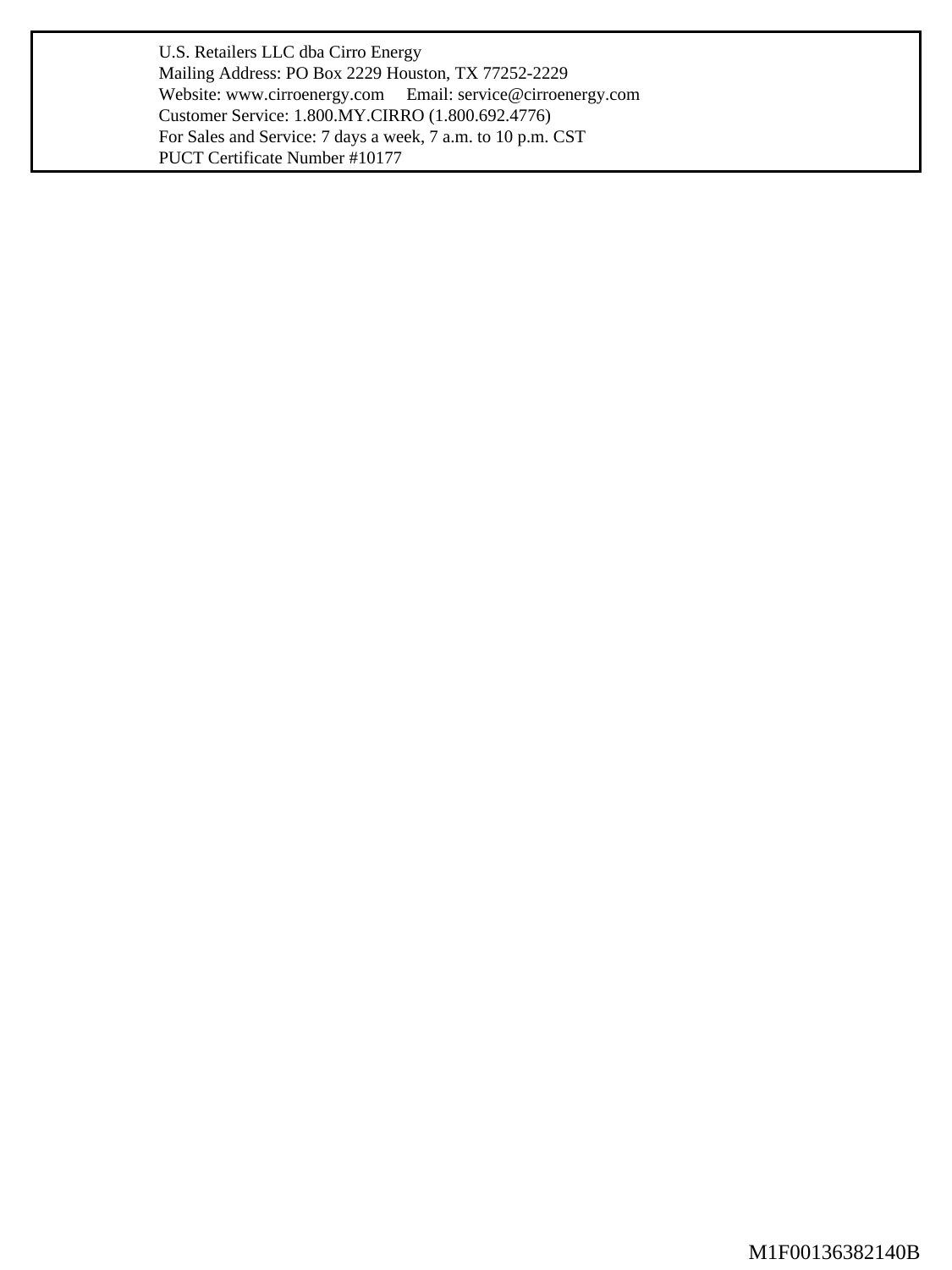U.S. Retailers LLC dba Cirro Energy
Mailing Address: PO Box 2229 Houston, TX 77252-2229
Website: www.cirroenergy.com     Email: service@cirroenergy.com
Customer Service: 1.800.MY.CIRRO (1.800.692.4776)
For Sales and Service: 7 days a week, 7 a.m. to 10 p.m. CST
PUCT Certificate Number #10177

M1F00136382140B